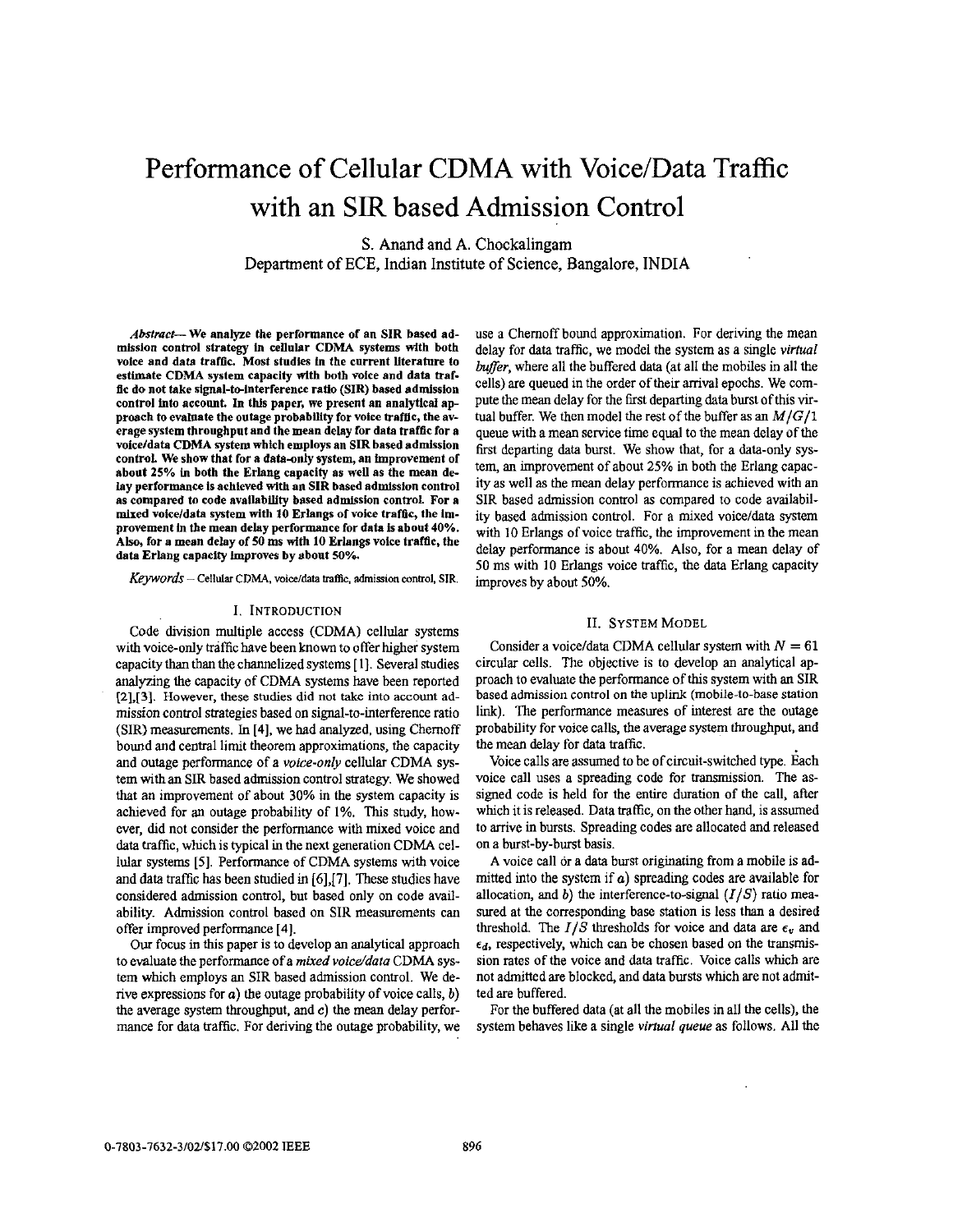# Performance of Cellular CDMA with Voice/Data Traffic with an SIR based Admission Control

S. Anand and A. Chockalingam
Department of ECE, Indian Institute of Science, Bangalore, INDIA

***Abstract*— We analyze the performance of an SIR based admission control strategy in cellular CDMA systems with both voice and data traffic. Most studies in the current literature to estimate CDMA system capacity with both voice and data traffic do not take signal-to-interference ratio (SIR) based admission control into account. In this paper, we present an analytical approach to evaluate the outage probability for voice traffic, the average system throughput and the mean delay for data traffic for a voice/data CDMA system which employs an SIR based admission control. We show that for a data-only system, an improvement of about 25% in both the Erlang capacity as well as the mean delay performance is achieved with an SIR based admission control as compared to code availability based admission control. For a mixed voice/data system with 10 Erlangs of voice traffic, the improvement in the mean delay performance for data is about 40%. Also, for a mean delay of 50 ms with 10 Erlangs voice traffic, the data Erlang capacity improves by about 50%.**

*Keywords* — Cellular CDMA, voice/data traffic, admission control, SIR.

## I. Introduction

Code division multiple access (CDMA) cellular systems with voice-only traffic have been known to offer higher system capacity than than the channelized systems [1]. Several studies analyzing the capacity of CDMA systems have been reported [2],[3]. However, these studies did not take into account admission control strategies based on signal-to-interference ratio (SIR) measurements. In [4], we had analyzed, using Chernoff bound and central limit theorem approximations, the capacity and outage performance of a *voice-only* cellular CDMA system with an SIR based admission control strategy. We showed that an improvement of about 30% in the system capacity is achieved for an outage probability of 1%. This study, however, did not consider the performance with mixed voice and data traffic, which is typical in the next generation CDMA cellular systems [5]. Performance of CDMA systems with voice and data traffic has been studied in [6],[7]. These studies have considered admission control, but based only on code availability. Admission control based on SIR measurements can offer improved performance [4].

Our focus in this paper is to develop an analytical approach to evaluate the performance of a *mixed voice/data* CDMA system which employs an SIR based admission control. We derive expressions for *a*) the outage probability of voice calls, *b*) the average system throughput, and *c*) the mean delay performance for data traffic. For deriving the outage probability, we use a Chernoff bound approximation. For deriving the mean delay for data traffic, we model the system as a single *virtual buffer*, where all the buffered data (at all the mobiles in all the cells) are queued in the order of their arrival epochs. We compute the mean delay for the first departing data burst of this virtual buffer. We then model the rest of the buffer as an $M/G/1$ queue with a mean service time equal to the mean delay of the first departing data burst. We show that, for a data-only system, an improvement of about 25% in both the Erlang capacity as well as the mean delay performance is achieved with an SIR based admission control as compared to code availability based admission control. For a mixed voice/data system with 10 Erlangs of voice traffic, the improvement in the mean delay performance is about 40%. Also, for a mean delay of 50 ms with 10 Erlangs voice traffic, the data Erlang capacity improves by about 50%.

## II. System Model

Consider a voice/data CDMA cellular system with $N = 61$ circular cells. The objective is to develop an analytical approach to evaluate the performance of this system with an SIR based admission control on the uplink (mobile-to-base station link). The performance measures of interest are the outage probability for voice calls, the average system throughput, and the mean delay for data traffic.

Voice calls are assumed to be of circuit-switched type. Each voice call uses a spreading code for transmission. The assigned code is held for the entire duration of the call, after which it is released. Data traffic, on the other hand, is assumed to arrive in bursts. Spreading codes are allocated and released on a burst-by-burst basis.

A voice call or a data burst originating from a mobile is admitted into the system if *a*) spreading codes are available for allocation, and *b*) the interference-to-signal $(I/S)$ ratio measured at the corresponding base station is less than a desired threshold. The $I/S$ thresholds for voice and data are $\epsilon_v$ and $\epsilon_d$, respectively, which can be chosen based on the transmission rates of the voice and data traffic. Voice calls which are not admitted are blocked, and data bursts which are not admitted are buffered.

For the buffered data (at all the mobiles in all the cells), the system behaves like a single *virtual queue* as follows. All the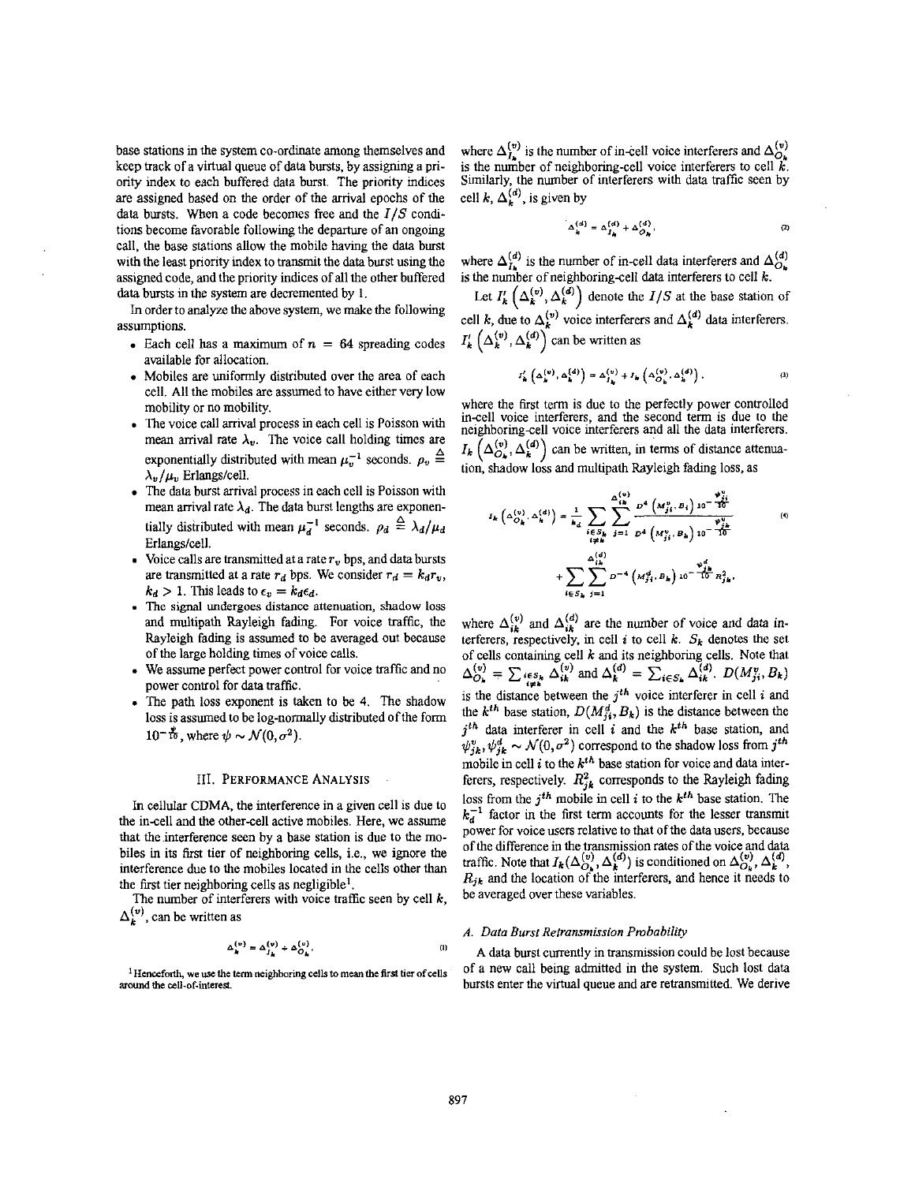base stations in the system co-ordinate among themselves and keep track of a virtual queue of data bursts, by assigning a priority index to each buffered data burst. The priority indices are assigned based on the order of the arrival epochs of the data bursts. When a code becomes free and the $I/S$ conditions become favorable following the departure of an ongoing call, the base stations allow the mobile having the data burst with the least priority index to transmit the data burst using the assigned code, and the priority indices of all the other buffered data bursts in the system are decremented by 1.

In order to analyze the above system, we make the following assumptions.

- Each cell has a maximum of $n = 64$ spreading codes available for allocation.
- Mobiles are uniformly distributed over the area of each cell. All the mobiles are assumed to have either very low mobility or no mobility.
- The voice call arrival process in each cell is Poisson with mean arrival rate $\lambda_v$. The voice call holding times are exponentially distributed with mean $\mu_v^{-1}$ seconds. $\rho_v \triangleq \lambda_v/\mu_v$ Erlangs/cell.
- The data burst arrival process in each cell is Poisson with mean arrival rate $\lambda_d$. The data burst lengths are exponentially distributed with mean $\mu_d^{-1}$ seconds. $\rho_d \triangleq \lambda_d/\mu_d$ Erlangs/cell.
- Voice calls are transmitted at a rate $r_v$ bps, and data bursts are transmitted at a rate $r_d$ bps. We consider $r_d = k_d r_v$, $k_d > 1$. This leads to $\epsilon_v = k_d \epsilon_d$.
- The signal undergoes distance attenuation, shadow loss and multipath Rayleigh fading. For voice traffic, the Rayleigh fading is assumed to be averaged out because of the large holding times of voice calls.
- We assume perfect power control for voice traffic and no power control for data traffic.
- The path loss exponent is taken to be 4. The shadow loss is assumed to be log-normally distributed of the form $10^{-\frac{\psi}{10}}$, where $\psi \sim \mathcal{N}(0, \sigma^2)$.

## III. Performance Analysis

In cellular CDMA, the interference in a given cell is due to the in-cell and the other-cell active mobiles. Here, we assume that the interference seen by a base station is due to the mobiles in its first tier of neighboring cells, i.e., we ignore the interference due to the mobiles located in the cells other than the first tier neighboring cells as negligible[1].

The number of interferers with voice traffic seen by cell $k$, $\Delta_k^{(v)}$, can be written as

$$\Delta_k^{(v)} = \Delta_{I_k}^{(v)} + \Delta_{O_k}^{(v)}, \tag{1}$$

[1] Henceforth, we use the term neighboring cells to mean the first tier of cells around the cell-of-interest.

where $\Delta_{I_k}^{(v)}$ is the number of in-cell voice interferers and $\Delta_{O_k}^{(v)}$ is the number of neighboring-cell voice interferers to cell $k$. Similarly, the number of interferers with data traffic seen by cell $k$, $\Delta_k^{(d)}$, is given by

$$\Delta_k^{(d)} = \Delta_{I_k}^{(d)} + \Delta_{O_k}^{(d)}, \tag{2}$$

where $\Delta_{I_k}^{(d)}$ is the number of in-cell data interferers and $\Delta_{O_k}^{(d)}$ is the number of neighboring-cell data interferers to cell $k$.

Let $I_k'\left(\Delta_k^{(v)}, \Delta_k^{(d)}\right)$ denote the $I/S$ at the base station of cell $k$, due to $\Delta_k^{(v)}$ voice interferers and $\Delta_k^{(d)}$ data interferers. $I_k'\left(\Delta_k^{(v)}, \Delta_k^{(d)}\right)$ can be written as

$$I_k'\left(\Delta_k^{(v)}, \Delta_k^{(d)}\right) = \Delta_{I_k}^{(v)} + I_k\left(\Delta_{O_k}^{(v)}, \Delta_k^{(d)}\right), \tag{3}$$

where the first term is due to the perfectly power controlled in-cell voice interferers, and the second term is due to the neighboring-cell voice interferers and all the data interferers. $I_k\left(\Delta_{O_k}^{(v)}, \Delta_k^{(d)}\right)$ can be written, in terms of distance attenuation, shadow loss and multipath Rayleigh fading loss, as

$$I_k\left(\Delta_{O_k}^{(v)}, \Delta_k^{(d)}\right) = \frac{1}{k_d} \sum_{\substack{i \in S_k \\ i \neq k}} \sum_{j=1}^{\Delta_{ik}^{(v)}} \frac{D^4\left(M_{ji}^v, B_i\right) 10^{-\frac{\psi_{ji}^v}{10}}}{D^4\left(M_{ji}^v, B_k\right) 10^{-\frac{\psi_{jk}^v}{10}}} + \sum_{i \in S_k} \sum_{j=1}^{\Delta_{ik}^{(d)}} D^{-4}\left(M_{ji}^d, B_k\right) 10^{-\frac{\psi_{jk}^d}{10}} R_{jk}^2, \tag{4}$$

where $\Delta_{ik}^{(v)}$ and $\Delta_{ik}^{(d)}$ are the number of voice and data interferers, respectively, in cell $i$ to cell $k$. $S_k$ denotes the set of cells containing cell $k$ and its neighboring cells. Note that $\Delta_{O_k}^{(v)} = \sum_{i \in S_k, i \neq k} \Delta_{ik}^{(v)}$ and $\Delta_k^{(d)} = \sum_{i \in S_k} \Delta_{ik}^{(d)}$. $D(M_{ji}^v, B_k)$ is the distance between the $j^{th}$ voice interferer in cell $i$ and the $k^{th}$ base station, $D(M_{ji}^d, B_k)$ is the distance between the $j^{th}$ data interferer in cell $i$ and the $k^{th}$ base station, and $\psi_{jk}^v, \psi_{jk}^d \sim \mathcal{N}(0, \sigma^2)$ correspond to the shadow loss from $j^{th}$ mobile in cell $i$ to the $k^{th}$ base station for voice and data interferers, respectively. $R_{jk}^2$ corresponds to the Rayleigh fading loss from the $j^{th}$ mobile in cell $i$ to the $k^{th}$ base station. The $k_d^{-1}$ factor in the first term accounts for the lesser transmit power for voice users relative to that of the data users, because of the difference in the transmission rates of the voice and data traffic. Note that $I_k(\Delta_{O_k}^{(v)}, \Delta_k^{(d)})$ is conditioned on $\Delta_{O_k}^{(v)}, \Delta_k^{(d)}$, $R_{jk}$ and the location of the interferers, and hence it needs to be averaged over these variables.

### A. Data Burst Retransmission Probability

A data burst currently in transmission could be lost because of a new call being admitted in the system. Such lost data bursts enter the virtual queue and are retransmitted. We derive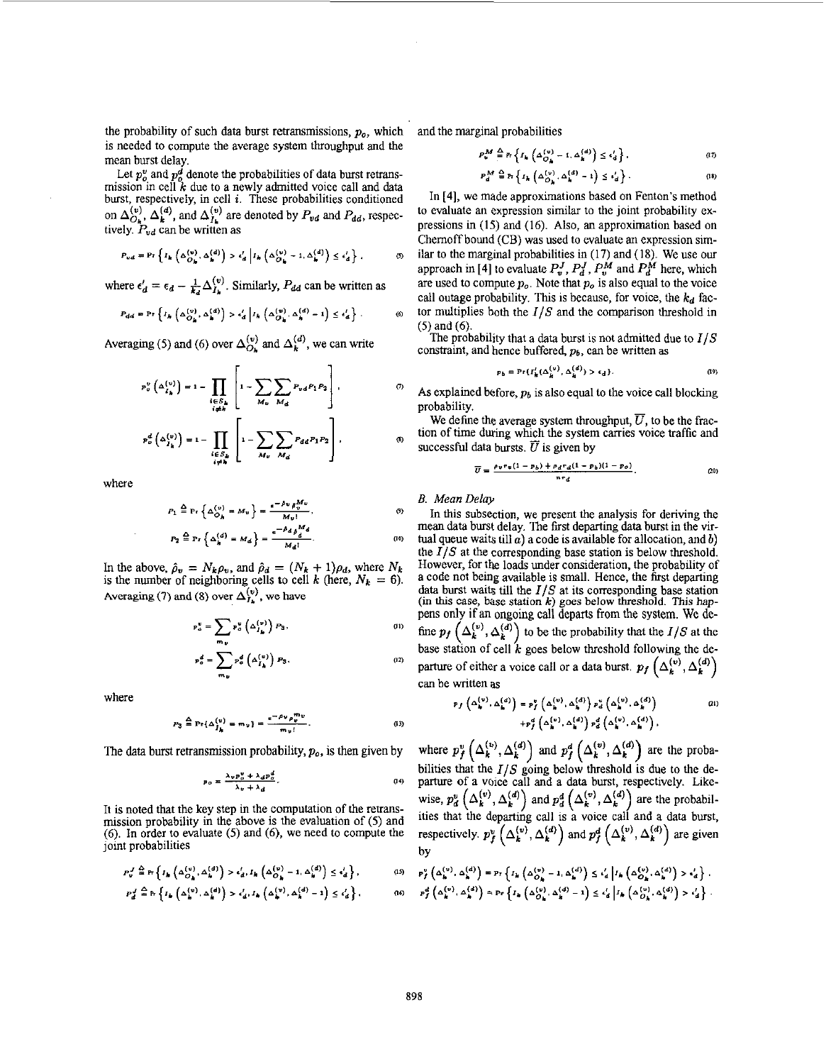the probability of such data burst retransmissions, $p_o$, which is needed to compute the average system throughput and the mean burst delay.

Let $p_o^v$ and $p_o^d$ denote the probabilities of data burst retransmission in cell $k$ due to a newly admitted voice call and data burst, respectively, in cell $i$. These probabilities conditioned on $\Delta_{O_k}^{(v)}$, $\Delta_k^{(d)}$, and $\Delta_{I_k}^{(v)}$ are denoted by $P_{vd}$ and $P_{dd}$, respectively. $P_{vd}$ can be written as

$$P_{vd} = \Pr\left\{I_k\left(\Delta_{O_k}^{(v)}, \Delta_k^{(d)}\right) > \epsilon_d' \,\middle|\, I_k\left(\Delta_{O_k}^{(v)} - 1, \Delta_k^{(d)}\right) \leq \epsilon_d'\right\}, \tag{5}$$

where $\epsilon_d' = \epsilon_d - \frac{1}{k_d}\Delta_{I_k}^{(v)}$. Similarly, $P_{dd}$ can be written as

$$P_{dd} = \Pr\left\{I_k\left(\Delta_{O_k}^{(v)}, \Delta_k^{(d)}\right) > \epsilon_d' \,\middle|\, I_k\left(\Delta_{O_k}^{(v)}, \Delta_k^{(d)} - 1\right) \leq \epsilon_d'\right\}. \tag{6}$$

Averaging (5) and (6) over $\Delta_{O_k}^{(v)}$ and $\Delta_k^{(d)}$, we can write

$$p_o^v\left(\Delta_{I_k}^{(v)}\right) = 1 - \prod_{\substack{i \in S_k \\ i \neq k}} \left[1 - \sum_{M_v}\sum_{M_d} P_{vd}P_1P_2\right], \tag{7}$$

$$p_o^d\left(\Delta_{I_k}^{(v)}\right) = 1 - \prod_{\substack{i \in S_k \\ i \neq k}} \left[1 - \sum_{M_v}\sum_{M_d} P_{dd}P_1P_2\right], \tag{8}$$

where

$$P_1 \triangleq \Pr\left\{\Delta_{O_k}^{(v)} = M_v\right\} = \frac{e^{-\hat{\rho}_v}\hat{\rho}_v^{M_v}}{M_v!}, \tag{9}$$

$$P_2 \triangleq \Pr\left\{\Delta_k^{(d)} = M_d\right\} = \frac{e^{-\hat{\rho}_d}\hat{\rho}_d^{M_d}}{M_d!}. \tag{10}$$

In the above, $\hat{\rho}_v = N_k\rho_v$, and $\hat{\rho}_d = (N_k + 1)\rho_d$, where $N_k$ is the number of neighboring cells to cell $k$ (here, $N_k = 6$). Averaging (7) and (8) over $\Delta_{I_k}^{(v)}$, we have

$$p_o^v = \sum_{m_v} p_o^v\left(\Delta_{I_k}^{(v)}\right)P_3, \tag{11}$$

$$p_o^d = \sum_{m_v} p_o^d\left(\Delta_{I_k}^{(v)}\right)P_3, \tag{12}$$

where

$$P_3 \triangleq \Pr\{\Delta_{I_k}^{(v)} = m_v\} = \frac{e^{-\rho_v}\rho_v^{m_v}}{m_v!}. \tag{13}$$

The data burst retransmission probability, $p_o$, is then given by

$$p_o = \frac{\lambda_v p_o^v + \lambda_d p_o^d}{\lambda_v + \lambda_d}. \tag{14}$$

It is noted that the key step in the computation of the retransmission probability in the above is the evaluation of (5) and (6). In order to evaluate (5) and (6), we need to compute the joint probabilities

$$P_v^J \triangleq \Pr\left\{I_k\left(\Delta_{O_k}^{(v)}, \Delta_k^{(d)}\right) > \epsilon_d', I_k\left(\Delta_{O_k}^{(v)} - 1, \Delta_k^{(d)}\right) \leq \epsilon_d'\right\}, \tag{15}$$

$$P_d^J \triangleq \Pr\left\{I_k\left(\Delta_{O_k}^{(v)}, \Delta_k^{(d)}\right) > \epsilon_d', I_k\left(\Delta_{O_k}^{(v)}, \Delta_k^{(d)} - 1\right) \leq \epsilon_d'\right\}, \tag{16}$$

and the marginal probabilities

$$P_v^M \triangleq \Pr\left\{I_k\left(\Delta_{O_k}^{(v)} - 1, \Delta_k^{(d)}\right) \leq \epsilon_d'\right\}, \tag{17}$$

$$P_d^M \triangleq \Pr\left\{I_k\left(\Delta_{O_k}^{(v)}, \Delta_k^{(d)} - 1\right) \leq \epsilon_d'\right\}. \tag{18}$$

In [4], we made approximations based on Fenton's method to evaluate an expression similar to the joint probability expressions in (15) and (16). Also, an approximation based on Chernoff bound (CB) was used to evaluate an expression similar to the marginal probabilities in (17) and (18). We use our approach in [4] to evaluate $P_v^J$, $P_d^J$, $P_v^M$ and $P_d^M$ here, which are used to compute $p_o$. Note that $p_o$ is also equal to the voice call outage probability. This is because, for voice, the $k_d$ factor multiplies both the $I/S$ and the comparison threshold in (5) and (6).

The probability that a data burst is not admitted due to $I/S$ constraint, and hence buffered, $p_b$, can be written as

$$p_b = \Pr\{I_k'(\Delta_k^{(v)}, \Delta_k^{(d)}) > \epsilon_d\}. \tag{19}$$

As explained before, $p_b$ is also equal to the voice call blocking probability.

We define the average system throughput, $\overline{U}$, to be the fraction of time during which the system carries voice traffic and successful data bursts. $\overline{U}$ is given by

$$\overline{U} = \frac{\rho_v r_v(1 - p_b) + \rho_d r_d(1 - p_b)(1 - p_o)}{n r_d}. \tag{20}$$

### B. Mean Delay

In this subsection, we present the analysis for deriving the mean data burst delay. The first departing data burst in the virtual queue waits till *a*) a code is available for allocation, and *b*) the $I/S$ at the corresponding base station is below threshold. However, for the loads under consideration, the probability of a code not being available is small. Hence, the first departing data burst waits till the $I/S$ at its corresponding base station (in this case, base station $k$) goes below threshold. This happens only if an ongoing call departs from the system. We define $p_f\left(\Delta_k^{(v)}, \Delta_k^{(d)}\right)$ to be the probability that the $I/S$ at the base station of cell $k$ goes below threshold following the departure of either a voice call or a data burst. $p_f\left(\Delta_k^{(v)}, \Delta_k^{(d)}\right)$ can be written as

$$p_f\left(\Delta_k^{(v)}, \Delta_k^{(d)}\right) = p_f^v\left(\Delta_k^{(v)}, \Delta_k^{(d)}\right)p_d^v\left(\Delta_k^{(v)}, \Delta_k^{(d)}\right) + p_f^d\left(\Delta_k^{(v)}, \Delta_k^{(d)}\right)p_d^d\left(\Delta_k^{(v)}, \Delta_k^{(d)}\right), \tag{21}$$

where $p_f^v\left(\Delta_k^{(v)}, \Delta_k^{(d)}\right)$ and $p_f^d\left(\Delta_k^{(v)}, \Delta_k^{(d)}\right)$ are the probabilities that the $I/S$ going below threshold is due to the departure of a voice call and a data burst, respectively. Likewise, $p_d^v\left(\Delta_k^{(v)}, \Delta_k^{(d)}\right)$ and $p_d^d\left(\Delta_k^{(v)}, \Delta_k^{(d)}\right)$ are the probabilities that the departing call is a voice call and a data burst, respectively. $p_f^v\left(\Delta_k^{(v)}, \Delta_k^{(d)}\right)$ and $p_f^d\left(\Delta_k^{(v)}, \Delta_k^{(d)}\right)$ are given by

$$p_f^v\left(\Delta_k^{(v)}, \Delta_k^{(d)}\right) = \Pr\left\{I_k\left(\Delta_{O_k}^{(v)} - 1, \Delta_k^{(d)}\right) \leq \epsilon_d' \,\middle|\, I_k\left(\Delta_{O_k}^{(v)}, \Delta_k^{(d)}\right) > \epsilon_d'\right\},$$

$$p_f^d\left(\Delta_k^{(v)}, \Delta_k^{(d)}\right) = \Pr\left\{I_k\left(\Delta_{O_k}^{(v)}, \Delta_k^{(d)} - 1\right) \leq \epsilon_d' \,\middle|\, I_k\left(\Delta_{O_k}^{(v)}, \Delta_k^{(d)}\right) > \epsilon_d'\right\}.$$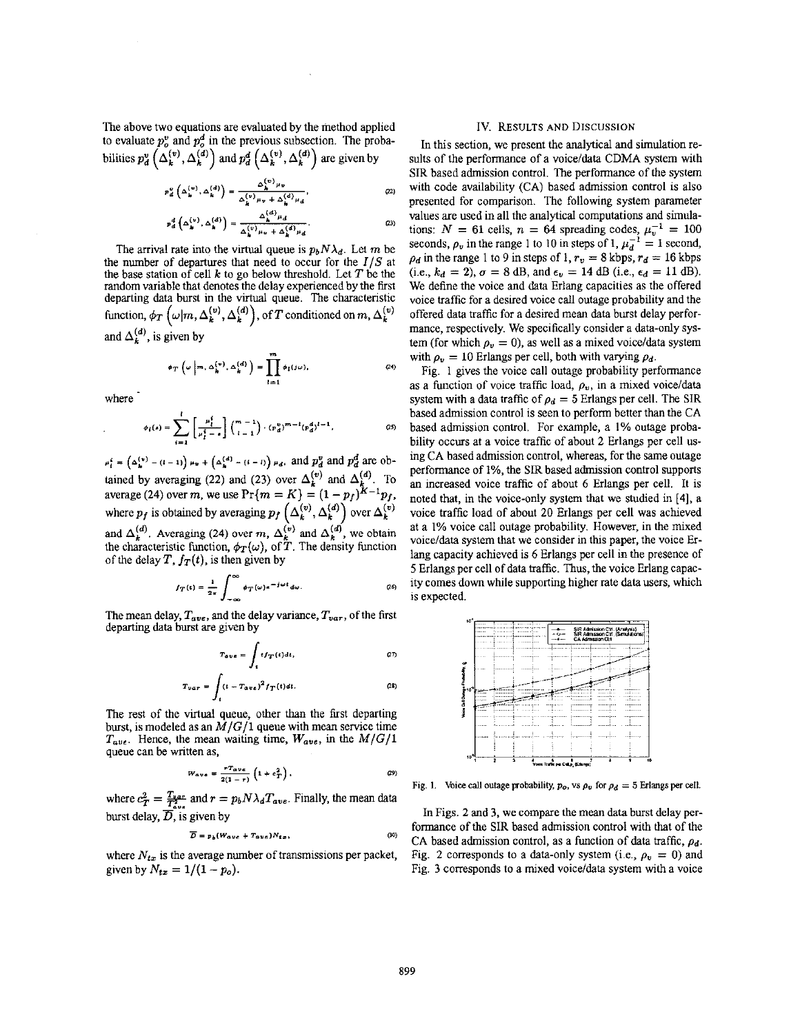The above two equations are evaluated by the method applied to evaluate $p_o^v$ and $p_o^d$ in the previous subsection. The probabilities $p_d^v\left(\Delta_k^{(v)}, \Delta_k^{(d)}\right)$ and $p_d^d\left(\Delta_k^{(v)}, \Delta_k^{(d)}\right)$ are given by

$$p_d^v\left(\Delta_k^{(v)}, \Delta_k^{(d)}\right) = \frac{\Delta_k^{(v)}\mu_v}{\Delta_k^{(v)}\mu_v + \Delta_k^{(d)}\mu_d}, \tag{22}$$

$$p_d^d\left(\Delta_k^{(v)}, \Delta_k^{(d)}\right) = \frac{\Delta_k^{(d)}\mu_d}{\Delta_k^{(v)}\mu_v + \Delta_k^{(d)}\mu_d}. \tag{23}$$

The arrival rate into the virtual queue is $p_b N \lambda_d$. Let $m$ be the number of departures that need to occur for the $I/S$ at the base station of cell $k$ to go below threshold. Let $T$ be the random variable that denotes the delay experienced by the first departing data burst in the virtual queue. The characteristic function, $\phi_T\left(\omega | m, \Delta_k^{(v)}, \Delta_k^{(d)}\right)$, of $T$ conditioned on $m$, $\Delta_k^{(v)}$ and $\Delta_k^{(d)}$, is given by

$$\phi_T\left(\omega \left| m, \Delta_k^{(v)}, \Delta_k^{(d)}\right.\right) = \prod_{l=1}^{m} \phi_l(j\omega), \tag{24}$$

where

$$\phi_l(s) = \sum_{i=1}^{l} \left[\frac{\mu_l^i}{\mu_l^i - s}\right] \binom{m-1}{i-1} \cdot (p_d^v)^{m-i} (p_d^d)^{i-1}, \tag{25}$$

$\mu_l^i = \left(\Delta_k^{(v)} - (l-i)\right)\mu_v + \left(\Delta_k^{(d)} - (i-1)\right)\mu_d$, and $p_d^v$ and $p_d^d$ are obtained by averaging (22) and (23) over $\Delta_k^{(v)}$ and $\Delta_k^{(d)}$. To average (24) over $m$, we use $\Pr\{m = K\} = (1-p_f)^{K-1}p_f$, where $p_f$ is obtained by averaging $p_f\left(\Delta_k^{(v)}, \Delta_k^{(d)}\right)$ over $\Delta_k^{(v)}$ and $\Delta_k^{(d)}$. Averaging (24) over $m$, $\Delta_k^{(v)}$ and $\Delta_k^{(d)}$, we obtain the characteristic function, $\phi_T(\omega)$, of $T$. The density function of the delay $T$, $f_T(t)$, is then given by

$$f_T(t) = \frac{1}{2\pi} \int_{-\infty}^{\infty} \phi_T(\omega) e^{-j\omega t} d\omega. \tag{26}$$

The mean delay, $T_{ave}$, and the delay variance, $T_{var}$, of the first departing data burst are given by

$$T_{ave} = \int_t t f_T(t) dt, \tag{27}$$

$$T_{var} = \int_t (t - T_{ave})^2 f_T(t) dt. \tag{28}$$

The rest of the virtual queue, other than the first departing burst, is modeled as an $M/G/1$ queue with mean service time $T_{ave}$. Hence, the mean waiting time, $W_{ave}$, in the $M/G/1$ queue can be written as,

$$W_{ave} = \frac{r T_{ave}}{2(1-r)} \left(1 + c_T^2\right), \tag{29}$$

where $c_T^2 = \frac{T_{var}}{T_{ave}^2}$ and $r = p_b N \lambda_d T_{ave}$. Finally, the mean data burst delay, $\overline{D}$, is given by

$$\overline{D} = p_b (W_{ave} + T_{ave}) N_{tx}, \tag{30}$$

where $N_{tx}$ is the average number of transmissions per packet, given by $N_{tx} = 1/(1 - p_o)$.

## IV. Results and Discussion

In this section, we present the analytical and simulation results of the performance of a voice/data CDMA system with SIR based admission control. The performance of the system with code availability (CA) based admission control is also presented for comparison. The following system parameter values are used in all the analytical computations and simulations: $N = 61$ cells, $n = 64$ spreading codes, $\mu_v^{-1} = 100$ seconds, $\rho_v$ in the range 1 to 10 in steps of 1, $\mu_d^{-1} = 1$ second, $\rho_d$ in the range 1 to 9 in steps of 1, $r_v = 8$ kbps, $r_d = 16$ kbps (i.e., $k_d = 2$), $\sigma = 8$ dB, and $\epsilon_v = 14$ dB (i.e., $\epsilon_d = 11$ dB). We define the voice and data Erlang capacities as the offered voice traffic for a desired voice call outage probability and the offered data traffic for a desired mean data burst delay performance, respectively. We specifically consider a data-only system (for which $\rho_v = 0$), as well as a mixed voice/data system with $\rho_v = 10$ Erlangs per cell, both with varying $\rho_d$.

Fig. 1 gives the voice call outage probability performance as a function of voice traffic load, $\rho_v$, in a mixed voice/data system with a data traffic of $\rho_d = 5$ Erlangs per cell. The SIR based admission control is seen to perform better than the CA based admission control. For example, a 1% outage probability occurs at a voice traffic of about 2 Erlangs per cell using CA based admission control, whereas, for the same outage performance of 1%, the SIR based admission control supports an increased voice traffic of about 6 Erlangs per cell. It is noted that, in the voice-only system that we studied in [4], a voice traffic load of about 20 Erlangs per cell was achieved at a 1% voice call outage probability. However, in the mixed voice/data system that we consider in this paper, the voice Erlang capacity achieved is 6 Erlangs per cell in the presence of 5 Erlangs per cell of data traffic. Thus, the voice Erlang capacity comes down while supporting higher rate data users, which is expected.

Fig. 1. Voice call outage probability, $p_o$, vs $\rho_v$ for $\rho_d = 5$ Erlangs per cell.

In Figs. 2 and 3, we compare the mean data burst delay performance of the SIR based admission control with that of the CA based admission control, as a function of data traffic, $\rho_d$. Fig. 2 corresponds to a data-only system (i.e., $\rho_v = 0$) and Fig. 3 corresponds to a mixed voice/data system with a voice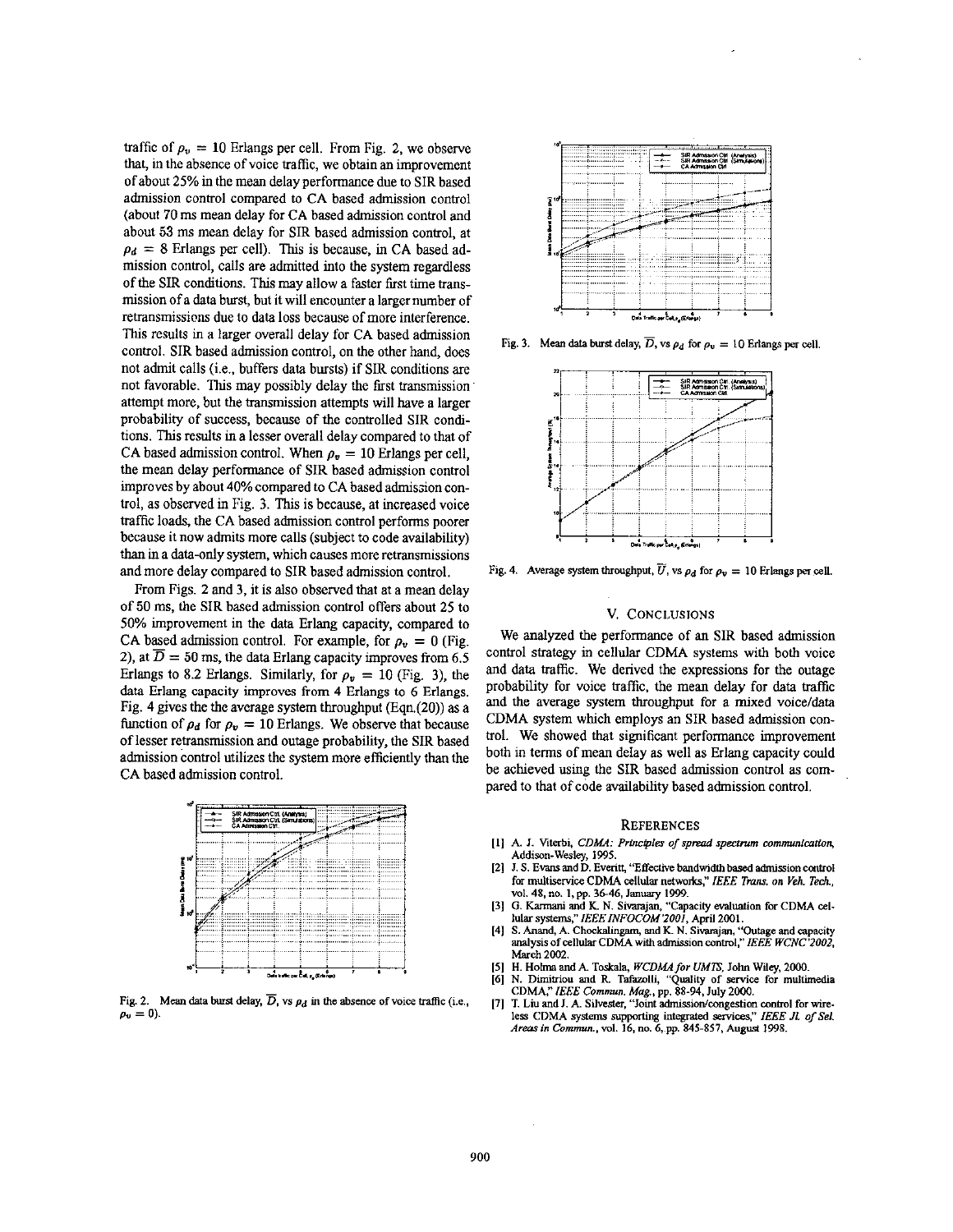traffic of $\rho_v = 10$ Erlangs per cell. From Fig. 2, we observe that, in the absence of voice traffic, we obtain an improvement of about 25% in the mean delay performance due to SIR based admission control compared to CA based admission control (about 70 ms mean delay for CA based admission control and about 53 ms mean delay for SIR based admission control, at $\rho_d = 8$ Erlangs per cell). This is because, in CA based admission control, calls are admitted into the system regardless of the SIR conditions. This may allow a faster first time transmission of a data burst, but it will encounter a larger number of retransmissions due to data loss because of more interference. This results in a larger overall delay for CA based admission control. SIR based admission control, on the other hand, does not admit calls (i.e., buffers data bursts) if SIR conditions are not favorable. This may possibly delay the first transmission attempt more, but the transmission attempts will have a larger probability of success, because of the controlled SIR conditions. This results in a lesser overall delay compared to that of CA based admission control. When $\rho_v = 10$ Erlangs per cell, the mean delay performance of SIR based admission control improves by about 40% compared to CA based admission control, as observed in Fig. 3. This is because, at increased voice traffic loads, the CA based admission control performs poorer because it now admits more calls (subject to code availability) than in a data-only system, which causes more retransmissions and more delay compared to SIR based admission control.

From Figs. 2 and 3, it is also observed that at a mean delay of 50 ms, the SIR based admission control offers about 25 to 50% improvement in the data Erlang capacity, compared to CA based admission control. For example, for $\rho_v = 0$ (Fig. 2), at $\overline{D} = 50$ ms, the data Erlang capacity improves from 6.5 Erlangs to 8.2 Erlangs. Similarly, for $\rho_v = 10$ (Fig. 3), the data Erlang capacity improves from 4 Erlangs to 6 Erlangs. Fig. 4 gives the the average system throughput (Eqn.(20)) as a function of $\rho_d$ for $\rho_v = 10$ Erlangs. We observe that because of lesser retransmission and outage probability, the SIR based admission control utilizes the system more efficiently than the CA based admission control.

Fig. 2. Mean data burst delay, $\overline{D}$, vs $\rho_d$ in the absence of voice traffic (i.e., $\rho_v = 0$).

Fig. 3. Mean data burst delay, $\overline{D}$, vs $\rho_d$ for $\rho_v = 10$ Erlangs per cell.

Fig. 4. Average system throughput, $\overline{U}$, vs $\rho_d$ for $\rho_v = 10$ Erlangs per cell.

## V. Conclusions

We analyzed the performance of an SIR based admission control strategy in cellular CDMA systems with both voice and data traffic. We derived the expressions for the outage probability for voice traffic, the mean delay for data traffic and the average system throughput for a mixed voice/data CDMA system which employs an SIR based admission control. We showed that significant performance improvement both in terms of mean delay as well as Erlang capacity could be achieved using the SIR based admission control as compared to that of code availability based admission control.

## References

[1] A. J. Viterbi, *CDMA: Principles of spread spectrum communication*, Addison-Wesley, 1995.

[2] J. S. Evans and D. Everitt, "Effective bandwidth based admission control for multiservice CDMA cellular networks," *IEEE Trans. on Veh. Tech.*, vol. 48, no. 1, pp. 36-46, January 1999.

[3] G. Karmani and K. N. Sivarajan, "Capacity evaluation for CDMA cellular systems," *IEEE INFOCOM'2001*, April 2001.

[4] S. Anand, A. Chockalingam, and K. N. Sivarajan, "Outage and capacity analysis of cellular CDMA with admission control," *IEEE WCNC'2002*, March 2002.

[5] H. Holma and A. Toskala, *WCDMA for UMTS*, John Wiley, 2000.

[6] N. Dimitriou and R. Tafazolli, "Quality of service for multimedia CDMA," *IEEE Commun. Mag.*, pp. 88-94, July 2000.

[7] T. Liu and J. A. Silvester, "Joint admission/congestion control for wireless CDMA systems supporting integrated services," *IEEE Jl. of Sel. Areas in Commun.*, vol. 16, no. 6, pp. 845-857, August 1998.